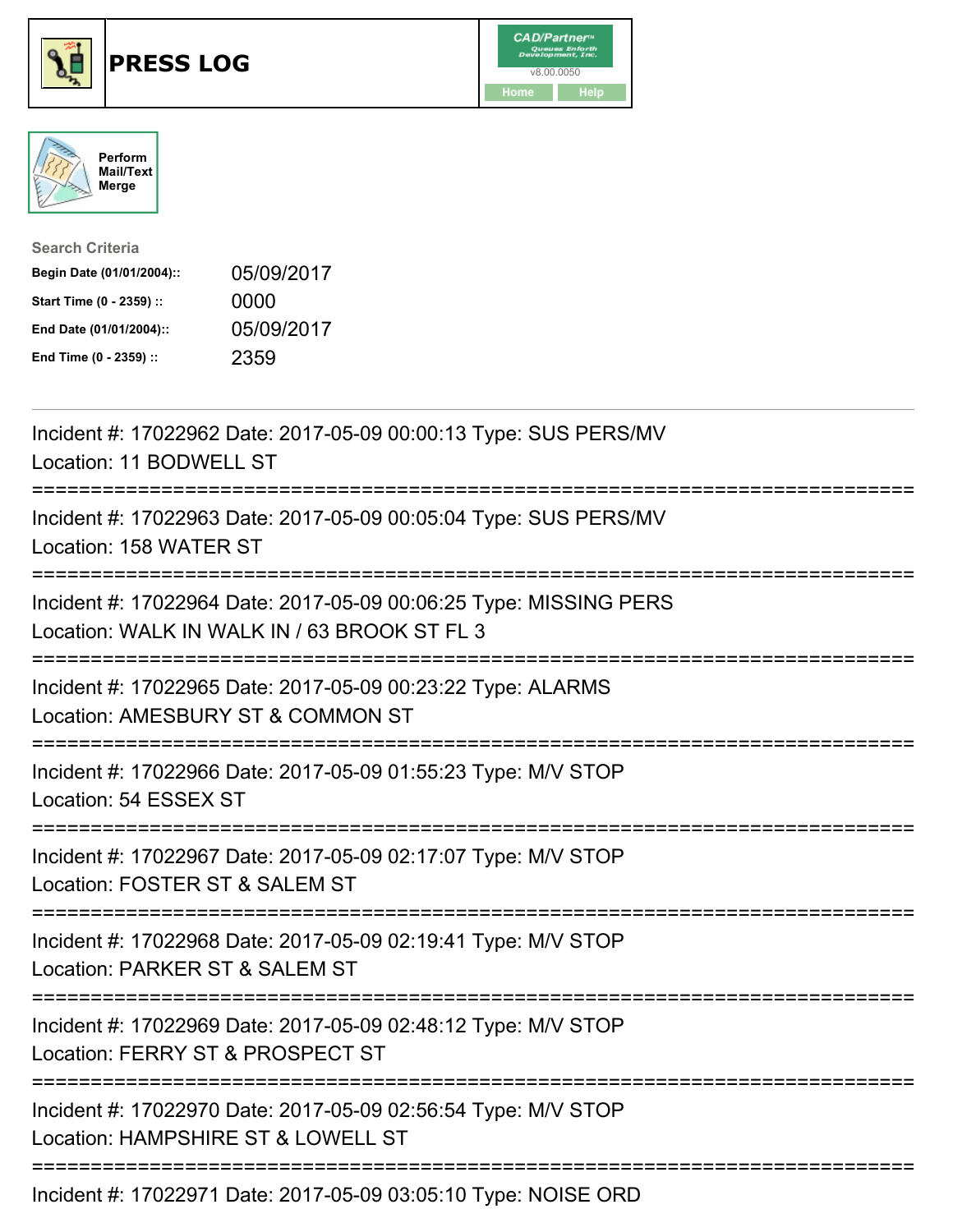# PRESS LOG

CAD/Partner™ v8.00.0050

Home Help

Perform Mail/Text Merge

**Search Criteria**

| | |
|---|---|
| **Begin Date (01/01/2004)::** | 05/09/2017 |
| **Start Time (0 - 2359) ::** | 0000 |
| **End Date (01/01/2004)::** | 05/09/2017 |
| **End Time (0 - 2359) ::** | 2359 |

---

Incident #: 17022962 Date: 2017-05-09 00:00:13 Type: SUS PERS/MV
Location: 11 BODWELL ST

===========================================================================

Incident #: 17022963 Date: 2017-05-09 00:05:04 Type: SUS PERS/MV
Location: 158 WATER ST

===========================================================================

Incident #: 17022964 Date: 2017-05-09 00:06:25 Type: MISSING PERS
Location: WALK IN WALK IN / 63 BROOK ST FL 3

===========================================================================

Incident #: 17022965 Date: 2017-05-09 00:23:22 Type: ALARMS
Location: AMESBURY ST & COMMON ST

===========================================================================

Incident #: 17022966 Date: 2017-05-09 01:55:23 Type: M/V STOP
Location: 54 ESSEX ST

===========================================================================

Incident #: 17022967 Date: 2017-05-09 02:17:07 Type: M/V STOP
Location: FOSTER ST & SALEM ST

===========================================================================

Incident #: 17022968 Date: 2017-05-09 02:19:41 Type: M/V STOP
Location: PARKER ST & SALEM ST

===========================================================================

Incident #: 17022969 Date: 2017-05-09 02:48:12 Type: M/V STOP
Location: FERRY ST & PROSPECT ST

===========================================================================

Incident #: 17022970 Date: 2017-05-09 02:56:54 Type: M/V STOP
Location: HAMPSHIRE ST & LOWELL ST

===========================================================================

Incident #: 17022971 Date: 2017-05-09 03:05:10 Type: NOISE ORD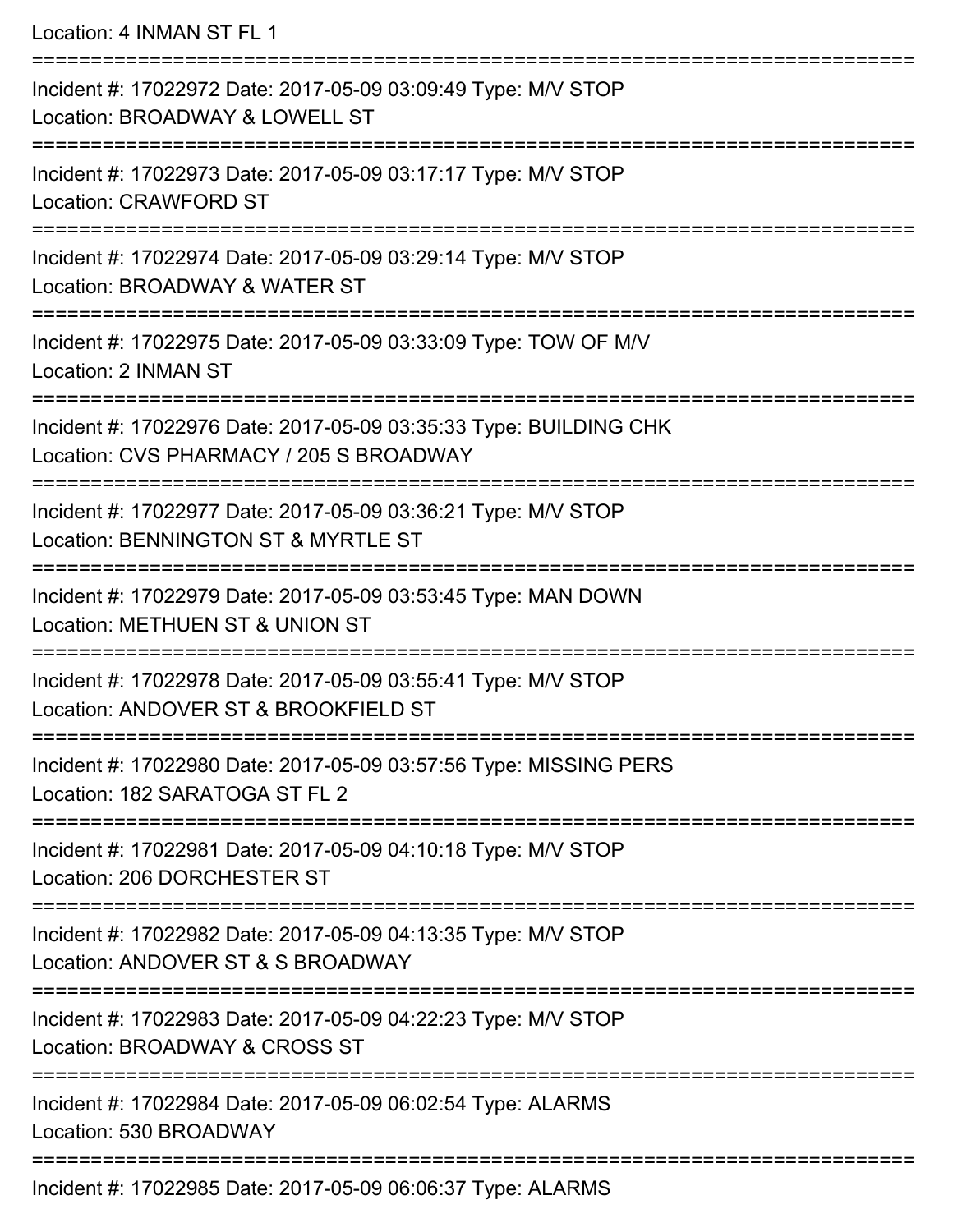Location: 4 INMAN ST FL 1

===========================================================================

Incident #: 17022972 Date: 2017-05-09 03:09:49 Type: M/V STOP
Location: BROADWAY & LOWELL ST

===========================================================================

Incident #: 17022973 Date: 2017-05-09 03:17:17 Type: M/V STOP
Location: CRAWFORD ST

===========================================================================

Incident #: 17022974 Date: 2017-05-09 03:29:14 Type: M/V STOP
Location: BROADWAY & WATER ST

===========================================================================

Incident #: 17022975 Date: 2017-05-09 03:33:09 Type: TOW OF M/V
Location: 2 INMAN ST

===========================================================================

Incident #: 17022976 Date: 2017-05-09 03:35:33 Type: BUILDING CHK
Location: CVS PHARMACY / 205 S BROADWAY

===========================================================================

Incident #: 17022977 Date: 2017-05-09 03:36:21 Type: M/V STOP
Location: BENNINGTON ST & MYRTLE ST

===========================================================================

Incident #: 17022979 Date: 2017-05-09 03:53:45 Type: MAN DOWN
Location: METHUEN ST & UNION ST

===========================================================================

Incident #: 17022978 Date: 2017-05-09 03:55:41 Type: M/V STOP
Location: ANDOVER ST & BROOKFIELD ST

===========================================================================

Incident #: 17022980 Date: 2017-05-09 03:57:56 Type: MISSING PERS
Location: 182 SARATOGA ST FL 2

===========================================================================

Incident #: 17022981 Date: 2017-05-09 04:10:18 Type: M/V STOP
Location: 206 DORCHESTER ST

===========================================================================

Incident #: 17022982 Date: 2017-05-09 04:13:35 Type: M/V STOP
Location: ANDOVER ST & S BROADWAY

===========================================================================

Incident #: 17022983 Date: 2017-05-09 04:22:23 Type: M/V STOP
Location: BROADWAY & CROSS ST

===========================================================================

Incident #: 17022984 Date: 2017-05-09 06:02:54 Type: ALARMS
Location: 530 BROADWAY

===========================================================================

Incident #: 17022985 Date: 2017-05-09 06:06:37 Type: ALARMS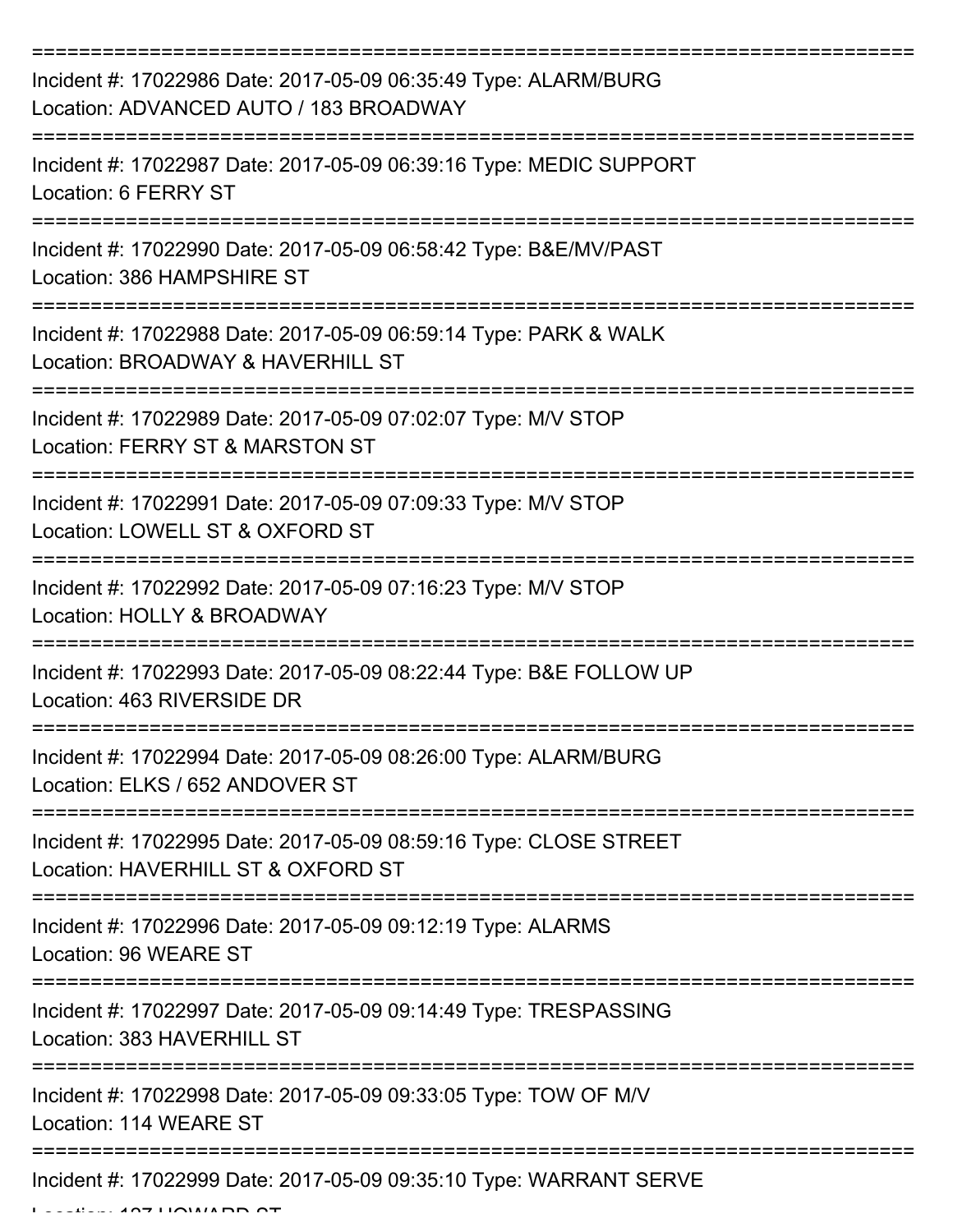===========================================================================

Incident #: 17022986 Date: 2017-05-09 06:35:49 Type: ALARM/BURG
Location: ADVANCED AUTO / 183 BROADWAY

===========================================================================

Incident #: 17022987 Date: 2017-05-09 06:39:16 Type: MEDIC SUPPORT
Location: 6 FERRY ST

===========================================================================

Incident #: 17022990 Date: 2017-05-09 06:58:42 Type: B&E/MV/PAST
Location: 386 HAMPSHIRE ST

===========================================================================

Incident #: 17022988 Date: 2017-05-09 06:59:14 Type: PARK & WALK
Location: BROADWAY & HAVERHILL ST

===========================================================================

Incident #: 17022989 Date: 2017-05-09 07:02:07 Type: M/V STOP
Location: FERRY ST & MARSTON ST

===========================================================================

Incident #: 17022991 Date: 2017-05-09 07:09:33 Type: M/V STOP
Location: LOWELL ST & OXFORD ST

===========================================================================

Incident #: 17022992 Date: 2017-05-09 07:16:23 Type: M/V STOP
Location: HOLLY & BROADWAY

===========================================================================

Incident #: 17022993 Date: 2017-05-09 08:22:44 Type: B&E FOLLOW UP
Location: 463 RIVERSIDE DR

===========================================================================

Incident #: 17022994 Date: 2017-05-09 08:26:00 Type: ALARM/BURG
Location: ELKS / 652 ANDOVER ST

===========================================================================

Incident #: 17022995 Date: 2017-05-09 08:59:16 Type: CLOSE STREET
Location: HAVERHILL ST & OXFORD ST

===========================================================================

Incident #: 17022996 Date: 2017-05-09 09:12:19 Type: ALARMS
Location: 96 WEARE ST

===========================================================================

Incident #: 17022997 Date: 2017-05-09 09:14:49 Type: TRESPASSING
Location: 383 HAVERHILL ST

===========================================================================

Incident #: 17022998 Date: 2017-05-09 09:33:05 Type: TOW OF M/V
Location: 114 WEARE ST

===========================================================================

Incident #: 17022999 Date: 2017-05-09 09:35:10 Type: WARRANT SERVE
Location: 137 HOWARD ST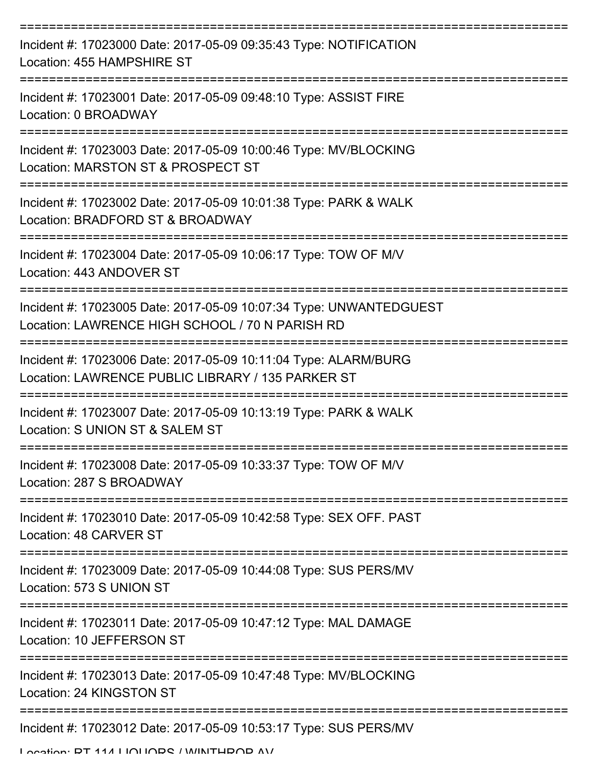===========================================================================

Incident #: 17023000 Date: 2017-05-09 09:35:43 Type: NOTIFICATION
Location: 455 HAMPSHIRE ST

===========================================================================

Incident #: 17023001 Date: 2017-05-09 09:48:10 Type: ASSIST FIRE
Location: 0 BROADWAY

===========================================================================

Incident #: 17023003 Date: 2017-05-09 10:00:46 Type: MV/BLOCKING
Location: MARSTON ST & PROSPECT ST

===========================================================================

Incident #: 17023002 Date: 2017-05-09 10:01:38 Type: PARK & WALK
Location: BRADFORD ST & BROADWAY

===========================================================================

Incident #: 17023004 Date: 2017-05-09 10:06:17 Type: TOW OF M/V
Location: 443 ANDOVER ST

===========================================================================

Incident #: 17023005 Date: 2017-05-09 10:07:34 Type: UNWANTEDGUEST
Location: LAWRENCE HIGH SCHOOL / 70 N PARISH RD

===========================================================================

Incident #: 17023006 Date: 2017-05-09 10:11:04 Type: ALARM/BURG
Location: LAWRENCE PUBLIC LIBRARY / 135 PARKER ST

===========================================================================

Incident #: 17023007 Date: 2017-05-09 10:13:19 Type: PARK & WALK
Location: S UNION ST & SALEM ST

===========================================================================

Incident #: 17023008 Date: 2017-05-09 10:33:37 Type: TOW OF M/V
Location: 287 S BROADWAY

===========================================================================

Incident #: 17023010 Date: 2017-05-09 10:42:58 Type: SEX OFF. PAST
Location: 48 CARVER ST

===========================================================================

Incident #: 17023009 Date: 2017-05-09 10:44:08 Type: SUS PERS/MV
Location: 573 S UNION ST

===========================================================================

Incident #: 17023011 Date: 2017-05-09 10:47:12 Type: MAL DAMAGE
Location: 10 JEFFERSON ST

===========================================================================

Incident #: 17023013 Date: 2017-05-09 10:47:48 Type: MV/BLOCKING
Location: 24 KINGSTON ST

===========================================================================

Incident #: 17023012 Date: 2017-05-09 10:53:17 Type: SUS PERS/MV
Location: RT 114 LIQUORS / WINTHROP AV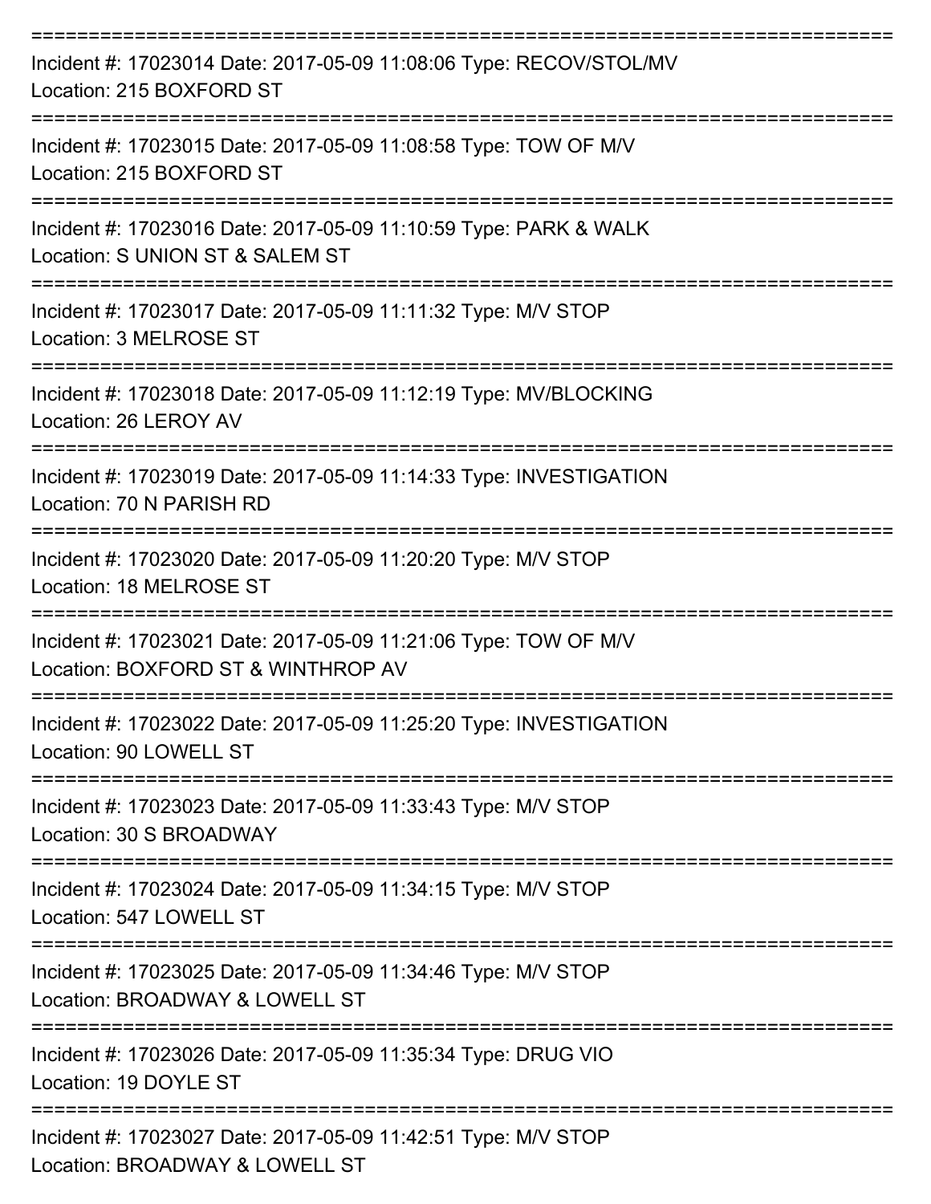===========================================================================

Incident #: 17023014 Date: 2017-05-09 11:08:06 Type: RECOV/STOL/MV
Location: 215 BOXFORD ST

===========================================================================

Incident #: 17023015 Date: 2017-05-09 11:08:58 Type: TOW OF M/V
Location: 215 BOXFORD ST

===========================================================================

Incident #: 17023016 Date: 2017-05-09 11:10:59 Type: PARK & WALK
Location: S UNION ST & SALEM ST

===========================================================================

Incident #: 17023017 Date: 2017-05-09 11:11:32 Type: M/V STOP
Location: 3 MELROSE ST

===========================================================================

Incident #: 17023018 Date: 2017-05-09 11:12:19 Type: MV/BLOCKING
Location: 26 LEROY AV

===========================================================================

Incident #: 17023019 Date: 2017-05-09 11:14:33 Type: INVESTIGATION
Location: 70 N PARISH RD

===========================================================================

Incident #: 17023020 Date: 2017-05-09 11:20:20 Type: M/V STOP
Location: 18 MELROSE ST

===========================================================================

Incident #: 17023021 Date: 2017-05-09 11:21:06 Type: TOW OF M/V
Location: BOXFORD ST & WINTHROP AV

===========================================================================

Incident #: 17023022 Date: 2017-05-09 11:25:20 Type: INVESTIGATION
Location: 90 LOWELL ST

===========================================================================

Incident #: 17023023 Date: 2017-05-09 11:33:43 Type: M/V STOP
Location: 30 S BROADWAY

===========================================================================

Incident #: 17023024 Date: 2017-05-09 11:34:15 Type: M/V STOP
Location: 547 LOWELL ST

===========================================================================

Incident #: 17023025 Date: 2017-05-09 11:34:46 Type: M/V STOP
Location: BROADWAY & LOWELL ST

===========================================================================

Incident #: 17023026 Date: 2017-05-09 11:35:34 Type: DRUG VIO
Location: 19 DOYLE ST

===========================================================================

Incident #: 17023027 Date: 2017-05-09 11:42:51 Type: M/V STOP
Location: BROADWAY & LOWELL ST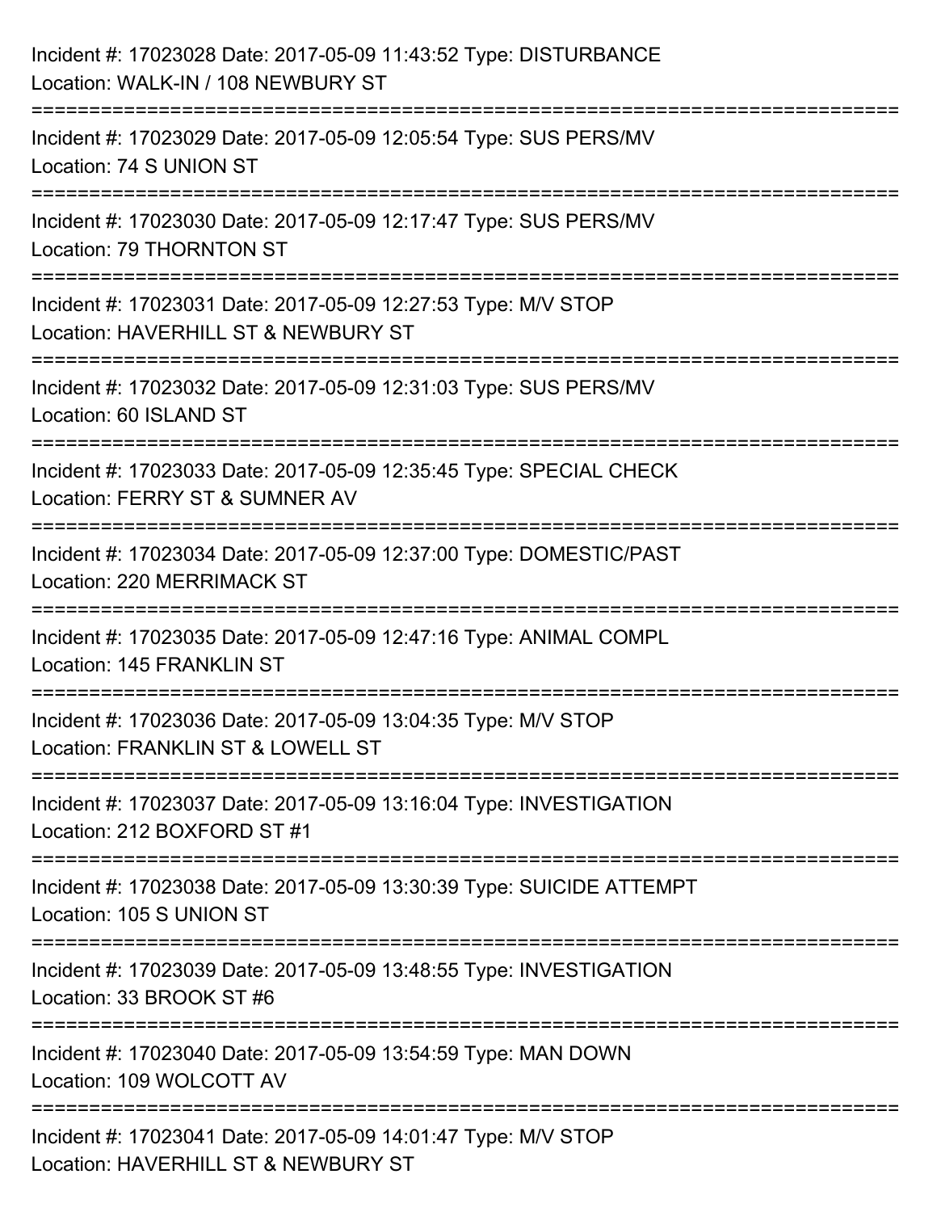Incident #: 17023028 Date: 2017-05-09 11:43:52 Type: DISTURBANCE
Location: WALK-IN / 108 NEWBURY ST

===========================================================================

Incident #: 17023029 Date: 2017-05-09 12:05:54 Type: SUS PERS/MV
Location: 74 S UNION ST

===========================================================================

Incident #: 17023030 Date: 2017-05-09 12:17:47 Type: SUS PERS/MV
Location: 79 THORNTON ST

===========================================================================

Incident #: 17023031 Date: 2017-05-09 12:27:53 Type: M/V STOP
Location: HAVERHILL ST & NEWBURY ST

===========================================================================

Incident #: 17023032 Date: 2017-05-09 12:31:03 Type: SUS PERS/MV
Location: 60 ISLAND ST

===========================================================================

Incident #: 17023033 Date: 2017-05-09 12:35:45 Type: SPECIAL CHECK
Location: FERRY ST & SUMNER AV

===========================================================================

Incident #: 17023034 Date: 2017-05-09 12:37:00 Type: DOMESTIC/PAST
Location: 220 MERRIMACK ST

===========================================================================

Incident #: 17023035 Date: 2017-05-09 12:47:16 Type: ANIMAL COMPL
Location: 145 FRANKLIN ST

===========================================================================

Incident #: 17023036 Date: 2017-05-09 13:04:35 Type: M/V STOP
Location: FRANKLIN ST & LOWELL ST

===========================================================================

Incident #: 17023037 Date: 2017-05-09 13:16:04 Type: INVESTIGATION
Location: 212 BOXFORD ST #1

===========================================================================

Incident #: 17023038 Date: 2017-05-09 13:30:39 Type: SUICIDE ATTEMPT
Location: 105 S UNION ST

===========================================================================

Incident #: 17023039 Date: 2017-05-09 13:48:55 Type: INVESTIGATION
Location: 33 BROOK ST #6

===========================================================================

Incident #: 17023040 Date: 2017-05-09 13:54:59 Type: MAN DOWN
Location: 109 WOLCOTT AV

===========================================================================

Incident #: 17023041 Date: 2017-05-09 14:01:47 Type: M/V STOP
Location: HAVERHILL ST & NEWBURY ST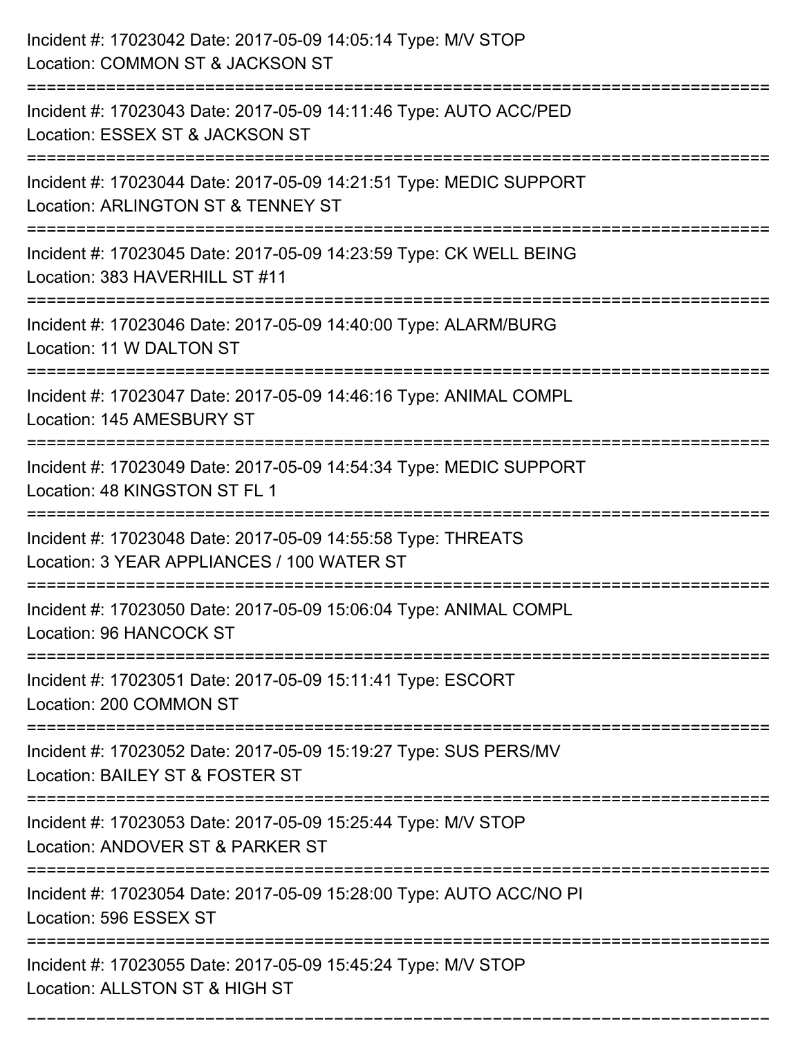Incident #: 17023042 Date: 2017-05-09 14:05:14 Type: M/V STOP
Location: COMMON ST & JACKSON ST

===========================================================================

Incident #: 17023043 Date: 2017-05-09 14:11:46 Type: AUTO ACC/PED
Location: ESSEX ST & JACKSON ST

===========================================================================

Incident #: 17023044 Date: 2017-05-09 14:21:51 Type: MEDIC SUPPORT
Location: ARLINGTON ST & TENNEY ST

===========================================================================

Incident #: 17023045 Date: 2017-05-09 14:23:59 Type: CK WELL BEING
Location: 383 HAVERHILL ST #11

===========================================================================

Incident #: 17023046 Date: 2017-05-09 14:40:00 Type: ALARM/BURG
Location: 11 W DALTON ST

===========================================================================

Incident #: 17023047 Date: 2017-05-09 14:46:16 Type: ANIMAL COMPL
Location: 145 AMESBURY ST

===========================================================================

Incident #: 17023049 Date: 2017-05-09 14:54:34 Type: MEDIC SUPPORT
Location: 48 KINGSTON ST FL 1

===========================================================================

Incident #: 17023048 Date: 2017-05-09 14:55:58 Type: THREATS
Location: 3 YEAR APPLIANCES / 100 WATER ST

===========================================================================

Incident #: 17023050 Date: 2017-05-09 15:06:04 Type: ANIMAL COMPL
Location: 96 HANCOCK ST

===========================================================================

Incident #: 17023051 Date: 2017-05-09 15:11:41 Type: ESCORT
Location: 200 COMMON ST

===========================================================================

Incident #: 17023052 Date: 2017-05-09 15:19:27 Type: SUS PERS/MV
Location: BAILEY ST & FOSTER ST

===========================================================================

Incident #: 17023053 Date: 2017-05-09 15:25:44 Type: M/V STOP
Location: ANDOVER ST & PARKER ST

===========================================================================

Incident #: 17023054 Date: 2017-05-09 15:28:00 Type: AUTO ACC/NO PI
Location: 596 ESSEX ST

===========================================================================

Incident #: 17023055 Date: 2017-05-09 15:45:24 Type: M/V STOP
Location: ALLSTON ST & HIGH ST

===========================================================================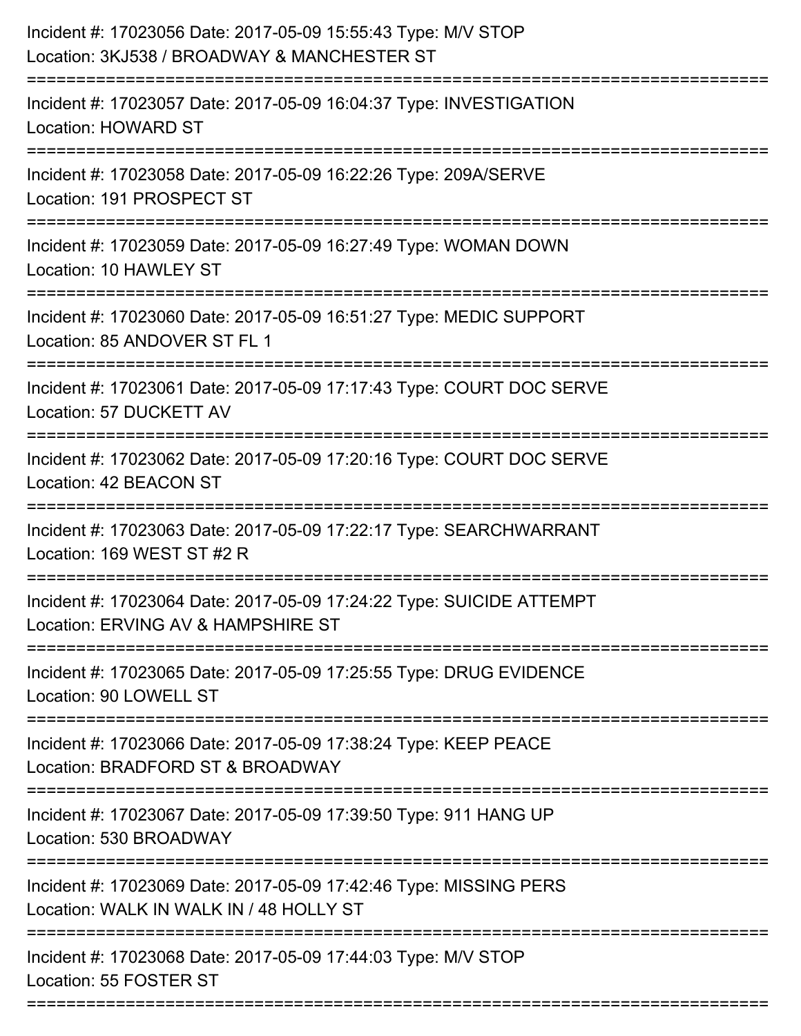Incident #: 17023056 Date: 2017-05-09 15:55:43 Type: M/V STOP
Location: 3KJ538 / BROADWAY & MANCHESTER ST

===========================================================================

Incident #: 17023057 Date: 2017-05-09 16:04:37 Type: INVESTIGATION
Location: HOWARD ST

===========================================================================

Incident #: 17023058 Date: 2017-05-09 16:22:26 Type: 209A/SERVE
Location: 191 PROSPECT ST

===========================================================================

Incident #: 17023059 Date: 2017-05-09 16:27:49 Type: WOMAN DOWN
Location: 10 HAWLEY ST

===========================================================================

Incident #: 17023060 Date: 2017-05-09 16:51:27 Type: MEDIC SUPPORT
Location: 85 ANDOVER ST FL 1

===========================================================================

Incident #: 17023061 Date: 2017-05-09 17:17:43 Type: COURT DOC SERVE
Location: 57 DUCKETT AV

===========================================================================

Incident #: 17023062 Date: 2017-05-09 17:20:16 Type: COURT DOC SERVE
Location: 42 BEACON ST

===========================================================================

Incident #: 17023063 Date: 2017-05-09 17:22:17 Type: SEARCHWARRANT
Location: 169 WEST ST #2 R

===========================================================================

Incident #: 17023064 Date: 2017-05-09 17:24:22 Type: SUICIDE ATTEMPT
Location: ERVING AV & HAMPSHIRE ST

===========================================================================

Incident #: 17023065 Date: 2017-05-09 17:25:55 Type: DRUG EVIDENCE
Location: 90 LOWELL ST

===========================================================================

Incident #: 17023066 Date: 2017-05-09 17:38:24 Type: KEEP PEACE
Location: BRADFORD ST & BROADWAY

===========================================================================

Incident #: 17023067 Date: 2017-05-09 17:39:50 Type: 911 HANG UP
Location: 530 BROADWAY

===========================================================================

Incident #: 17023069 Date: 2017-05-09 17:42:46 Type: MISSING PERS
Location: WALK IN WALK IN / 48 HOLLY ST

===========================================================================

Incident #: 17023068 Date: 2017-05-09 17:44:03 Type: M/V STOP
Location: 55 FOSTER ST

===========================================================================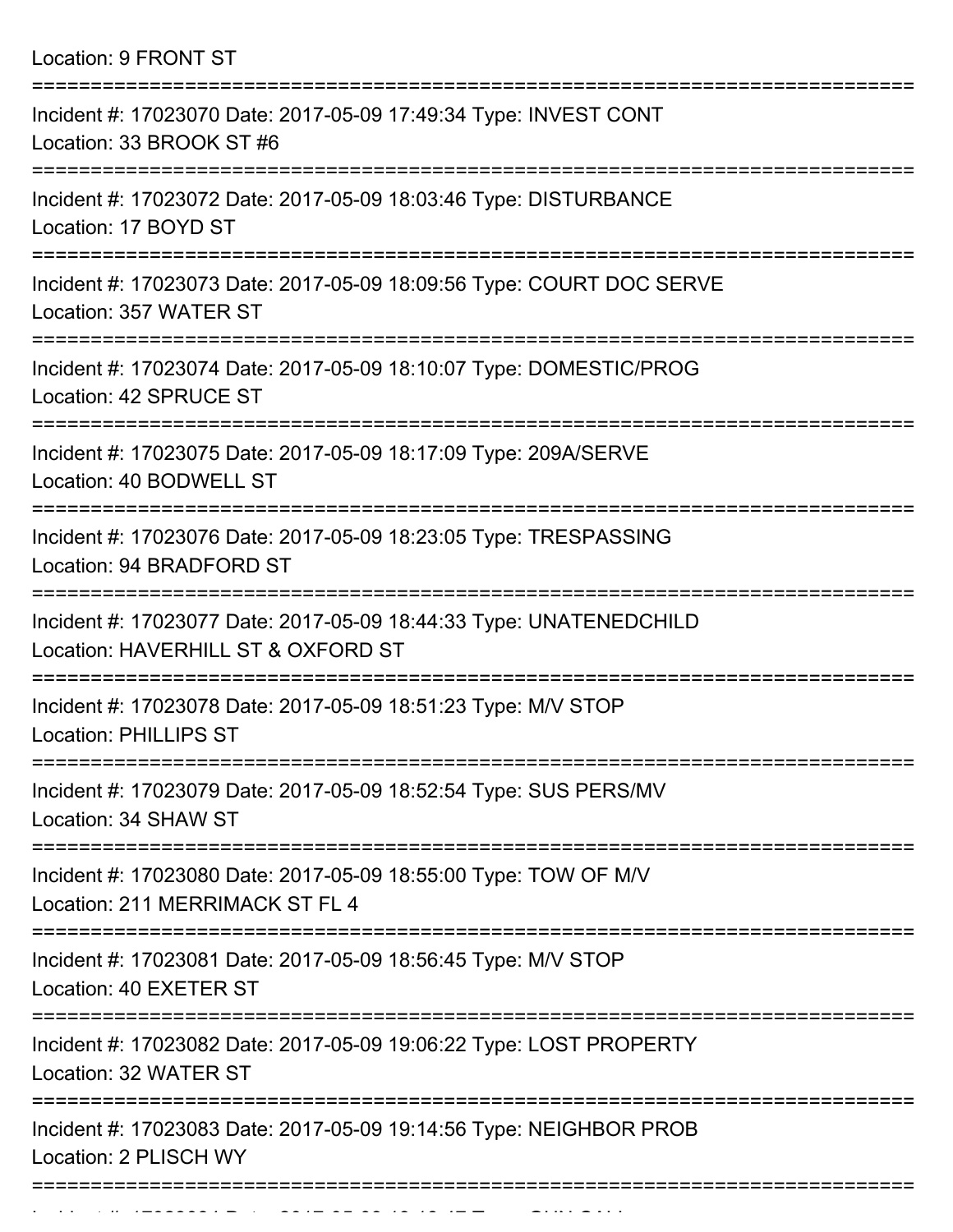Location: 9 FRONT ST

===========================================================================

Incident #: 17023070 Date: 2017-05-09 17:49:34 Type: INVEST CONT

Location: 33 BROOK ST #6

===========================================================================

Incident #: 17023072 Date: 2017-05-09 18:03:46 Type: DISTURBANCE

Location: 17 BOYD ST

===========================================================================

Incident #: 17023073 Date: 2017-05-09 18:09:56 Type: COURT DOC SERVE

Location: 357 WATER ST

===========================================================================

Incident #: 17023074 Date: 2017-05-09 18:10:07 Type: DOMESTIC/PROG

Location: 42 SPRUCE ST

===========================================================================

Incident #: 17023075 Date: 2017-05-09 18:17:09 Type: 209A/SERVE

Location: 40 BODWELL ST

===========================================================================

Incident #: 17023076 Date: 2017-05-09 18:23:05 Type: TRESPASSING

Location: 94 BRADFORD ST

===========================================================================

Incident #: 17023077 Date: 2017-05-09 18:44:33 Type: UNATENEDCHILD

Location: HAVERHILL ST & OXFORD ST

===========================================================================

Incident #: 17023078 Date: 2017-05-09 18:51:23 Type: M/V STOP

Location: PHILLIPS ST

===========================================================================

Incident #: 17023079 Date: 2017-05-09 18:52:54 Type: SUS PERS/MV

Location: 34 SHAW ST

===========================================================================

Incident #: 17023080 Date: 2017-05-09 18:55:00 Type: TOW OF M/V

Location: 211 MERRIMACK ST FL 4

===========================================================================

Incident #: 17023081 Date: 2017-05-09 18:56:45 Type: M/V STOP

Location: 40 EXETER ST

===========================================================================

Incident #: 17023082 Date: 2017-05-09 19:06:22 Type: LOST PROPERTY

Location: 32 WATER ST

===========================================================================

Incident #: 17023083 Date: 2017-05-09 19:14:56 Type: NEIGHBOR PROB

Location: 2 PLISCH WY

===========================================================================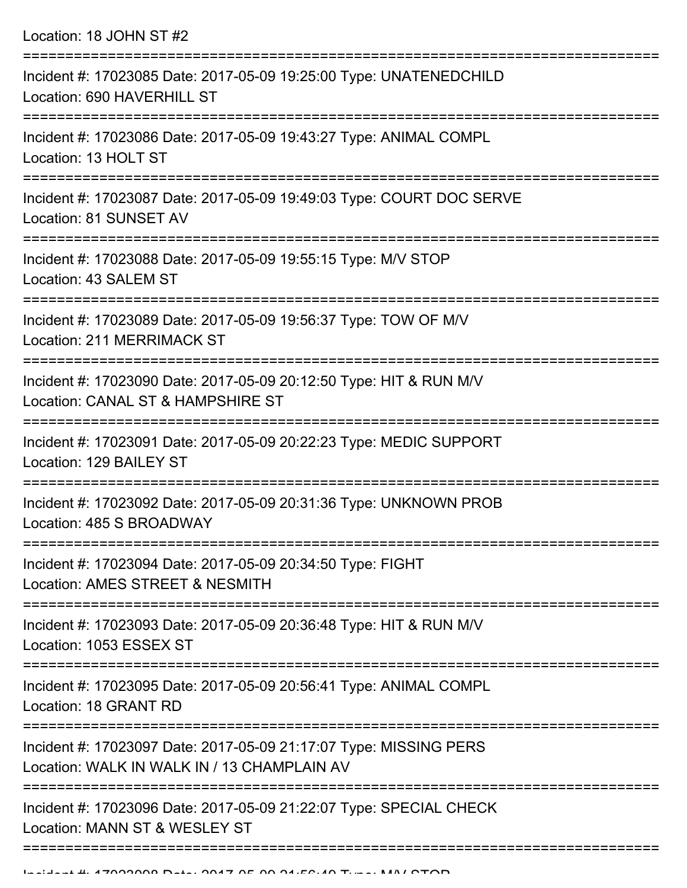Location: 18 JOHN ST #2

===========================================================================

Incident #: 17023085 Date: 2017-05-09 19:25:00 Type: UNATENEDCHILD
Location: 690 HAVERHILL ST

===========================================================================

Incident #: 17023086 Date: 2017-05-09 19:43:27 Type: ANIMAL COMPL
Location: 13 HOLT ST

===========================================================================

Incident #: 17023087 Date: 2017-05-09 19:49:03 Type: COURT DOC SERVE
Location: 81 SUNSET AV

===========================================================================

Incident #: 17023088 Date: 2017-05-09 19:55:15 Type: M/V STOP
Location: 43 SALEM ST

===========================================================================

Incident #: 17023089 Date: 2017-05-09 19:56:37 Type: TOW OF M/V
Location: 211 MERRIMACK ST

===========================================================================

Incident #: 17023090 Date: 2017-05-09 20:12:50 Type: HIT & RUN M/V
Location: CANAL ST & HAMPSHIRE ST

===========================================================================

Incident #: 17023091 Date: 2017-05-09 20:22:23 Type: MEDIC SUPPORT
Location: 129 BAILEY ST

===========================================================================

Incident #: 17023092 Date: 2017-05-09 20:31:36 Type: UNKNOWN PROB
Location: 485 S BROADWAY

===========================================================================

Incident #: 17023094 Date: 2017-05-09 20:34:50 Type: FIGHT
Location: AMES STREET & NESMITH

===========================================================================

Incident #: 17023093 Date: 2017-05-09 20:36:48 Type: HIT & RUN M/V
Location: 1053 ESSEX ST

===========================================================================

Incident #: 17023095 Date: 2017-05-09 20:56:41 Type: ANIMAL COMPL
Location: 18 GRANT RD

===========================================================================

Incident #: 17023097 Date: 2017-05-09 21:17:07 Type: MISSING PERS
Location: WALK IN WALK IN / 13 CHAMPLAIN AV

===========================================================================

Incident #: 17023096 Date: 2017-05-09 21:22:07 Type: SPECIAL CHECK
Location: MANN ST & WESLEY ST

===========================================================================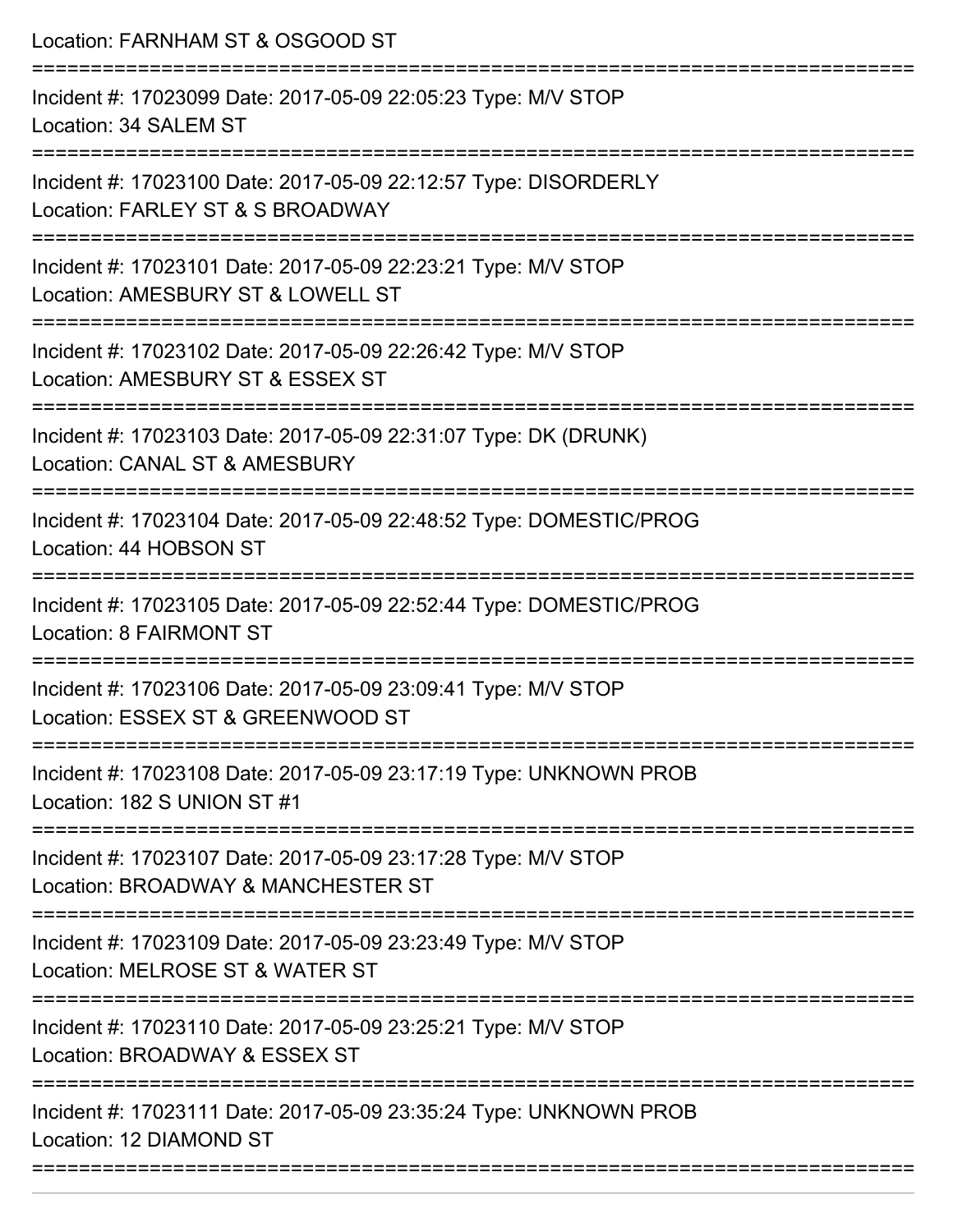Location: FARNHAM ST & OSGOOD ST

===========================================================================

Incident #: 17023099 Date: 2017-05-09 22:05:23 Type: M/V STOP
Location: 34 SALEM ST

===========================================================================

Incident #: 17023100 Date: 2017-05-09 22:12:57 Type: DISORDERLY
Location: FARLEY ST & S BROADWAY

===========================================================================

Incident #: 17023101 Date: 2017-05-09 22:23:21 Type: M/V STOP
Location: AMESBURY ST & LOWELL ST

===========================================================================

Incident #: 17023102 Date: 2017-05-09 22:26:42 Type: M/V STOP
Location: AMESBURY ST & ESSEX ST

===========================================================================

Incident #: 17023103 Date: 2017-05-09 22:31:07 Type: DK (DRUNK)
Location: CANAL ST & AMESBURY

===========================================================================

Incident #: 17023104 Date: 2017-05-09 22:48:52 Type: DOMESTIC/PROG
Location: 44 HOBSON ST

===========================================================================

Incident #: 17023105 Date: 2017-05-09 22:52:44 Type: DOMESTIC/PROG
Location: 8 FAIRMONT ST

===========================================================================

Incident #: 17023106 Date: 2017-05-09 23:09:41 Type: M/V STOP
Location: ESSEX ST & GREENWOOD ST

===========================================================================

Incident #: 17023108 Date: 2017-05-09 23:17:19 Type: UNKNOWN PROB
Location: 182 S UNION ST #1

===========================================================================

Incident #: 17023107 Date: 2017-05-09 23:17:28 Type: M/V STOP
Location: BROADWAY & MANCHESTER ST

===========================================================================

Incident #: 17023109 Date: 2017-05-09 23:23:49 Type: M/V STOP
Location: MELROSE ST & WATER ST

===========================================================================

Incident #: 17023110 Date: 2017-05-09 23:25:21 Type: M/V STOP
Location: BROADWAY & ESSEX ST

===========================================================================

Incident #: 17023111 Date: 2017-05-09 23:35:24 Type: UNKNOWN PROB
Location: 12 DIAMOND ST

===========================================================================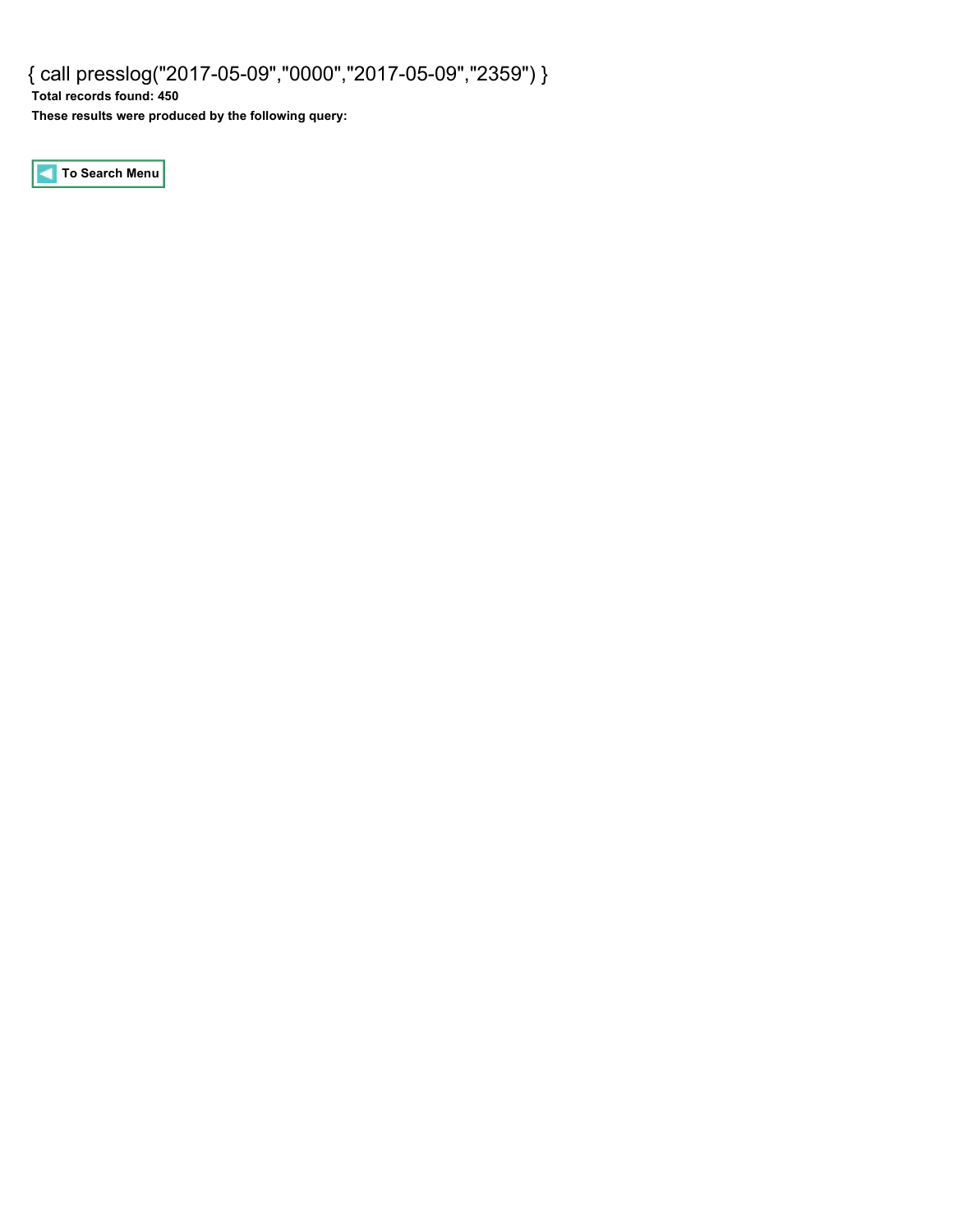{ call presslog("2017-05-09","0000","2017-05-09","2359") }

**Total records found: 450**

**These results were produced by the following query:**

**To Search Menu**